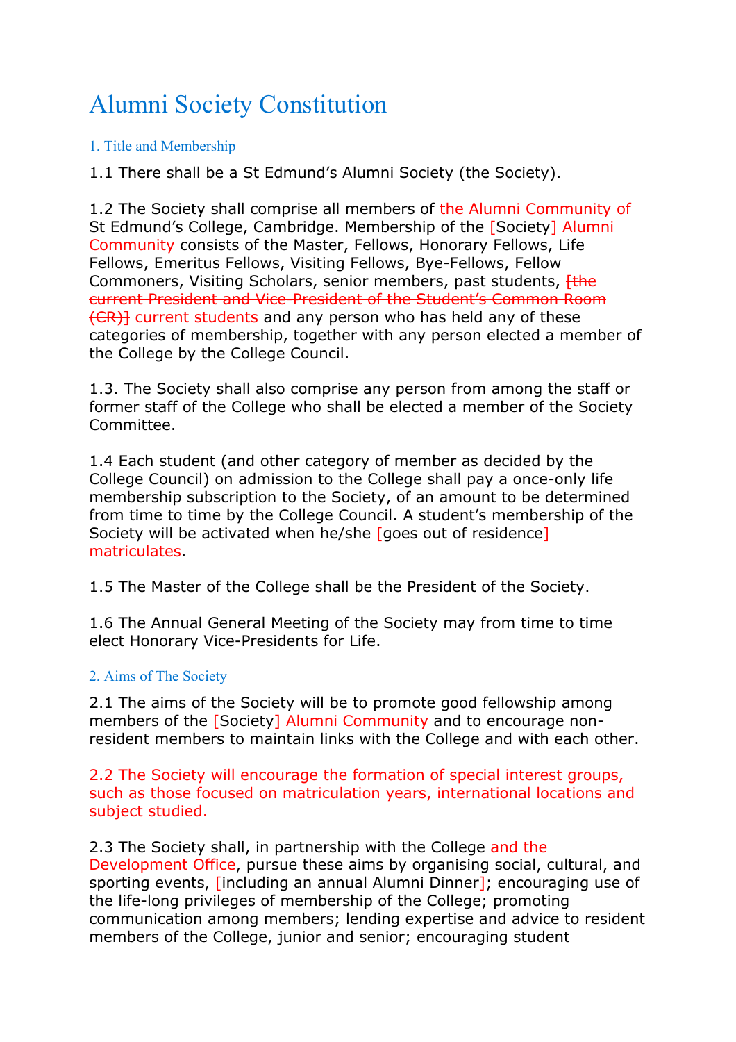# Alumni Society Constitution

## 1. Title and Membership

1.1 There shall be a St Edmund's Alumni Society (the Society).

1.2 The Society shall comprise all members of the Alumni Community of St Edmund's College, Cambridge. Membership of the [Society] Alumni Community consists of the Master, Fellows, Honorary Fellows, Life Fellows, Emeritus Fellows, Visiting Fellows, Bye-Fellows, Fellow Commoners, Visiting Scholars, senior members, past students, ~~[the current President and Vice-President of the Student's Common Room (CR)]~~ current students and any person who has held any of these categories of membership, together with any person elected a member of the College by the College Council.

1.3. The Society shall also comprise any person from among the staff or former staff of the College who shall be elected a member of the Society Committee.

1.4 Each student (and other category of member as decided by the College Council) on admission to the College shall pay a once-only life membership subscription to the Society, of an amount to be determined from time to time by the College Council. A student's membership of the Society will be activated when he/she [goes out of residence] matriculates.

1.5 The Master of the College shall be the President of the Society.

1.6 The Annual General Meeting of the Society may from time to time elect Honorary Vice-Presidents for Life.

## 2. Aims of The Society

2.1 The aims of the Society will be to promote good fellowship among members of the [Society] Alumni Community and to encourage non-resident members to maintain links with the College and with each other.

2.2 The Society will encourage the formation of special interest groups, such as those focused on matriculation years, international locations and subject studied.

2.3 The Society shall, in partnership with the College and the Development Office, pursue these aims by organising social, cultural, and sporting events, [including an annual Alumni Dinner]; encouraging use of the life-long privileges of membership of the College; promoting communication among members; lending expertise and advice to resident members of the College, junior and senior; encouraging student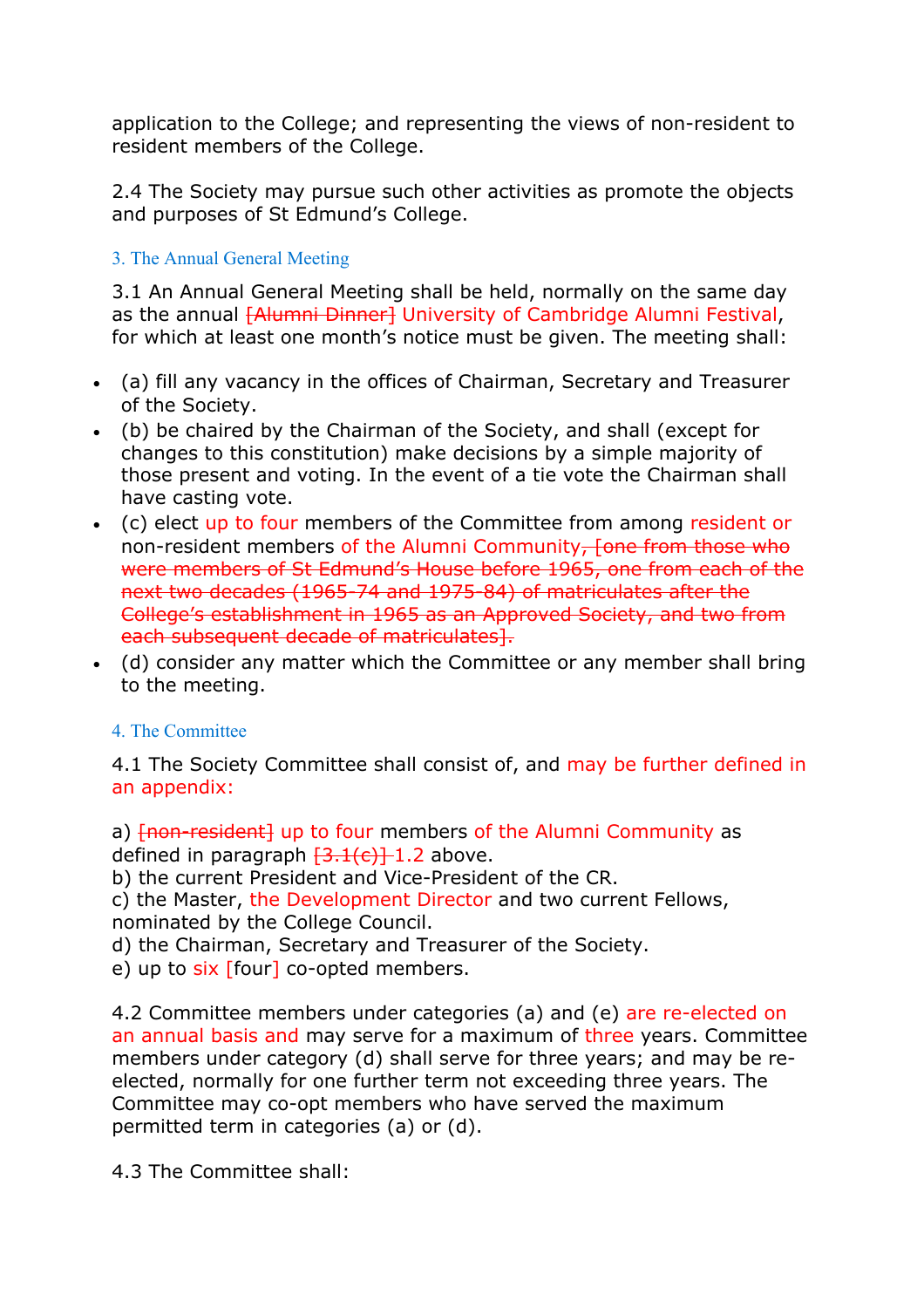application to the College; and representing the views of non-resident to resident members of the College.

2.4 The Society may pursue such other activities as promote the objects and purposes of St Edmund's College.

### 3. The Annual General Meeting

3.1 An Annual General Meeting shall be held, normally on the same day as the annual ~~[Alumni Dinner]~~ University of Cambridge Alumni Festival, for which at least one month's notice must be given. The meeting shall:

- (a) fill any vacancy in the offices of Chairman, Secretary and Treasurer of the Society.
- (b) be chaired by the Chairman of the Society, and shall (except for changes to this constitution) make decisions by a simple majority of those present and voting. In the event of a tie vote the Chairman shall have casting vote.
- (c) elect up to four members of the Committee from among resident or non-resident members of the Alumni Community~~, [one from those who were members of St Edmund's House before 1965, one from each of the next two decades (1965-74 and 1975-84) of matriculates after the College's establishment in 1965 as an Approved Society, and two from each subsequent decade of matriculates].~~
- (d) consider any matter which the Committee or any member shall bring to the meeting.

### 4. The Committee

4.1 The Society Committee shall consist of, and may be further defined in an appendix:

a) ~~[non-resident]~~ up to four members of the Alumni Community as defined in paragraph ~~[3.1(c)]~~ 1.2 above.
b) the current President and Vice-President of the CR.
c) the Master, the Development Director and two current Fellows, nominated by the College Council.
d) the Chairman, Secretary and Treasurer of the Society.
e) up to six [four] co-opted members.

4.2 Committee members under categories (a) and (e) are re-elected on an annual basis and may serve for a maximum of three years. Committee members under category (d) shall serve for three years; and may be re-elected, normally for one further term not exceeding three years. The Committee may co-opt members who have served the maximum permitted term in categories (a) or (d).

4.3 The Committee shall: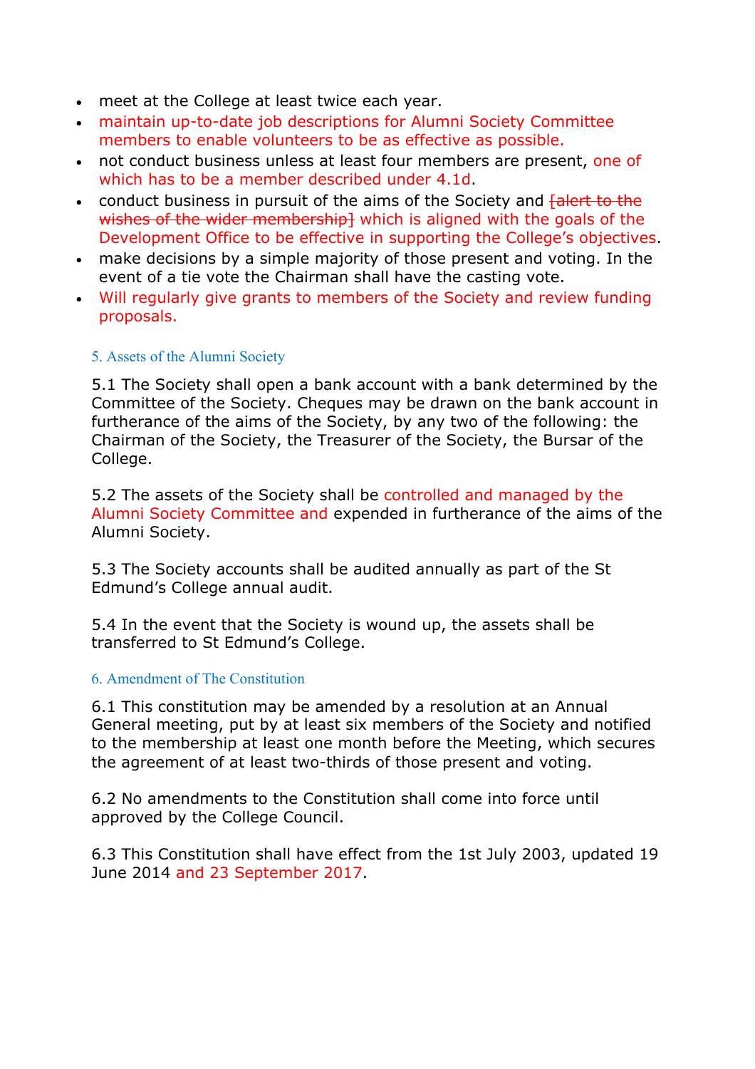- meet at the College at least twice each year.
- maintain up-to-date job descriptions for Alumni Society Committee members to enable volunteers to be as effective as possible.
- not conduct business unless at least four members are present, one of which has to be a member described under 4.1d.
- conduct business in pursuit of the aims of the Society and ~~[alert to the wishes of the wider membership]~~ which is aligned with the goals of the Development Office to be effective in supporting the College's objectives.
- make decisions by a simple majority of those present and voting. In the event of a tie vote the Chairman shall have the casting vote.
- Will regularly give grants to members of the Society and review funding proposals.

### 5. Assets of the Alumni Society

5.1 The Society shall open a bank account with a bank determined by the Committee of the Society. Cheques may be drawn on the bank account in furtherance of the aims of the Society, by any two of the following: the Chairman of the Society, the Treasurer of the Society, the Bursar of the College.

5.2 The assets of the Society shall be controlled and managed by the Alumni Society Committee and expended in furtherance of the aims of the Alumni Society.

5.3 The Society accounts shall be audited annually as part of the St Edmund's College annual audit.

5.4 In the event that the Society is wound up, the assets shall be transferred to St Edmund's College.

### 6. Amendment of The Constitution

6.1 This constitution may be amended by a resolution at an Annual General meeting, put by at least six members of the Society and notified to the membership at least one month before the Meeting, which secures the agreement of at least two-thirds of those present and voting.

6.2 No amendments to the Constitution shall come into force until approved by the College Council.

6.3 This Constitution shall have effect from the 1st July 2003, updated 19 June 2014 and 23 September 2017.